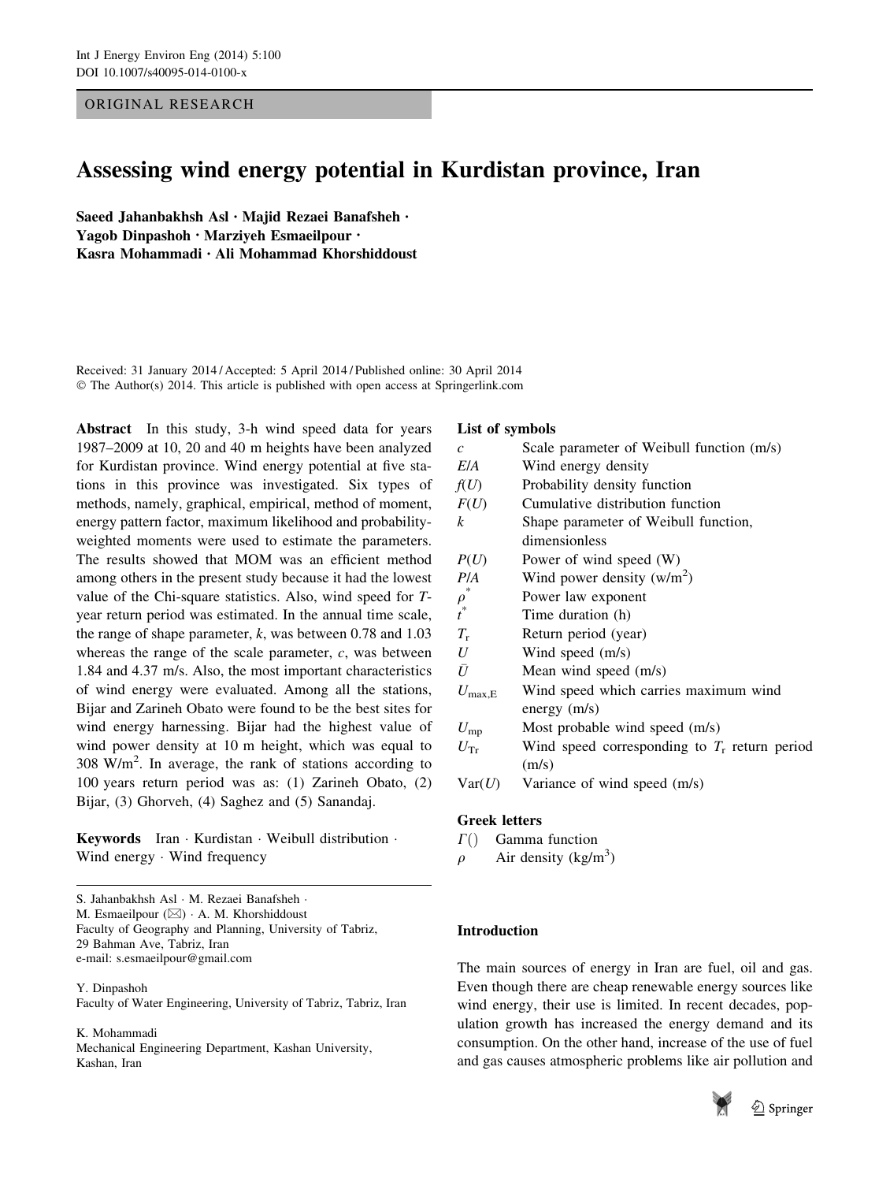ORIGINAL RESEARCH

# Assessing wind energy potential in Kurdistan province, Iran

**Saeed Jahanbakhsh Asl · Majid Rezaei Banafsheh · Yagob Dinpashoh · Marziyeh Esmaeilpour · Kasra Mohammadi · Ali Mohammad Khorshiddoust**

Received: 31 January 2014 / Accepted: 5 April 2014 / Published online: 30 April 2014
© The Author(s) 2014. This article is published with open access at Springerlink.com

**Abstract** In this study, 3-h wind speed data for years 1987–2009 at 10, 20 and 40 m heights have been analyzed for Kurdistan province. Wind energy potential at five stations in this province was investigated. Six types of methods, namely, graphical, empirical, method of moment, energy pattern factor, maximum likelihood and probability-weighted moments were used to estimate the parameters. The results showed that MOM was an efficient method among others in the present study because it had the lowest value of the Chi-square statistics. Also, wind speed for *T*-year return period was estimated. In the annual time scale, the range of shape parameter, *k*, was between 0.78 and 1.03 whereas the range of the scale parameter, *c*, was between 1.84 and 4.37 m/s. Also, the most important characteristics of wind energy were evaluated. Among all the stations, Bijar and Zarineh Obato were found to be the best sites for wind energy harnessing. Bijar had the highest value of wind power density at 10 m height, which was equal to 308 W/m$^2$. In average, the rank of stations according to 100 years return period was as: (1) Zarineh Obato, (2) Bijar, (3) Ghorveh, (4) Saghez and (5) Sanandaj.

**Keywords** Iran · Kurdistan · Weibull distribution · Wind energy · Wind frequency

S. Jahanbakhsh Asl · M. Rezaei Banafsheh · M. Esmaeilpour (✉) · A. M. Khorshiddoust
Faculty of Geography and Planning, University of Tabriz, 29 Bahman Ave, Tabriz, Iran
e-mail: s.esmaeilpour@gmail.com

Y. Dinpashoh
Faculty of Water Engineering, University of Tabriz, Tabriz, Iran

K. Mohammadi
Mechanical Engineering Department, Kashan University, Kashan, Iran

## List of symbols

| | |
|---|---|
| $c$ | Scale parameter of Weibull function (m/s) |
| $E/A$ | Wind energy density |
| $f(U)$ | Probability density function |
| $F(U)$ | Cumulative distribution function |
| $k$ | Shape parameter of Weibull function, dimensionless |
| $P(U)$ | Power of wind speed (W) |
| $P/A$ | Wind power density (w/m$^2$) |
| $\rho^*$ | Power law exponent |
| $t^*$ | Time duration (h) |
| $T_r$ | Return period (year) |
| $U$ | Wind speed (m/s) |
| $\bar{U}$ | Mean wind speed (m/s) |
| $U_{\max,E}$ | Wind speed which carries maximum wind energy (m/s) |
| $U_{mp}$ | Most probable wind speed (m/s) |
| $U_{Tr}$ | Wind speed corresponding to $T_r$ return period (m/s) |
| Var($U$) | Variance of wind speed (m/s) |

## Greek letters

| | |
|---|---|
| $\Gamma()$ | Gamma function |
| $\rho$ | Air density (kg/m$^3$) |

## Introduction

The main sources of energy in Iran are fuel, oil and gas. Even though there are cheap renewable energy sources like wind energy, their use is limited. In recent decades, population growth has increased the energy demand and its consumption. On the other hand, increase of the use of fuel and gas causes atmospheric problems like air pollution and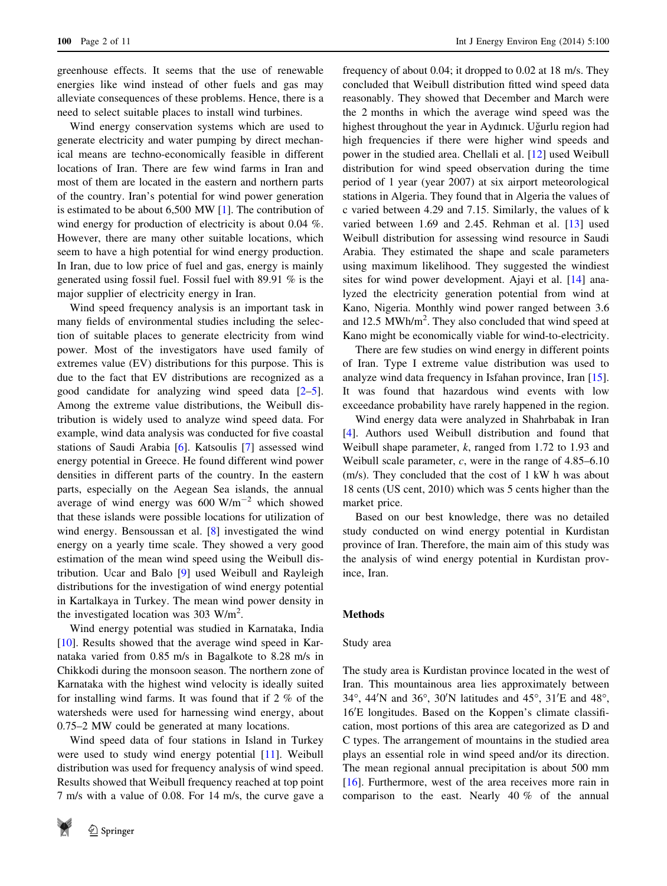greenhouse effects. It seems that the use of renewable energies like wind instead of other fuels and gas may alleviate consequences of these problems. Hence, there is a need to select suitable places to install wind turbines.

Wind energy conservation systems which are used to generate electricity and water pumping by direct mechanical means are techno-economically feasible in different locations of Iran. There are few wind farms in Iran and most of them are located in the eastern and northern parts of the country. Iran's potential for wind power generation is estimated to be about 6,500 MW [1]. The contribution of wind energy for production of electricity is about 0.04 %. However, there are many other suitable locations, which seem to have a high potential for wind energy production. In Iran, due to low price of fuel and gas, energy is mainly generated using fossil fuel. Fossil fuel with 89.91 % is the major supplier of electricity energy in Iran.

Wind speed frequency analysis is an important task in many fields of environmental studies including the selection of suitable places to generate electricity from wind power. Most of the investigators have used family of extremes value (EV) distributions for this purpose. This is due to the fact that EV distributions are recognized as a good candidate for analyzing wind speed data [2–5]. Among the extreme value distributions, the Weibull distribution is widely used to analyze wind speed data. For example, wind data analysis was conducted for five coastal stations of Saudi Arabia [6]. Katsoulis [7] assessed wind energy potential in Greece. He found different wind power densities in different parts of the country. In the eastern parts, especially on the Aegean Sea islands, the annual average of wind energy was 600 $W/m^{-2}$ which showed that these islands were possible locations for utilization of wind energy. Bensoussan et al. [8] investigated the wind energy on a yearly time scale. They showed a very good estimation of the mean wind speed using the Weibull distribution. Ucar and Balo [9] used Weibull and Rayleigh distributions for the investigation of wind energy potential in Kartalkaya in Turkey. The mean wind power density in the investigated location was 303 $W/m^2$.

Wind energy potential was studied in Karnataka, India [10]. Results showed that the average wind speed in Karnataka varied from 0.85 m/s in Bagalkote to 8.28 m/s in Chikkodi during the monsoon season. The northern zone of Karnataka with the highest wind velocity is ideally suited for installing wind farms. It was found that if 2 % of the watersheds were used for harnessing wind energy, about 0.75–2 MW could be generated at many locations.

Wind speed data of four stations in Island in Turkey were used to study wind energy potential [11]. Weibull distribution was used for frequency analysis of wind speed. Results showed that Weibull frequency reached at top point 7 m/s with a value of 0.08. For 14 m/s, the curve gave a frequency of about 0.04; it dropped to 0.02 at 18 m/s. They concluded that Weibull distribution fitted wind speed data reasonably. They showed that December and March were the 2 months in which the average wind speed was the highest throughout the year in Aydınıck. Uğurlu region had high frequencies if there were higher wind speeds and power in the studied area. Chellali et al. [12] used Weibull distribution for wind speed observation during the time period of 1 year (year 2007) at six airport meteorological stations in Algeria. They found that in Algeria the values of c varied between 4.29 and 7.15. Similarly, the values of k varied between 1.69 and 2.45. Rehman et al. [13] used Weibull distribution for assessing wind resource in Saudi Arabia. They estimated the shape and scale parameters using maximum likelihood. They suggested the windiest sites for wind power development. Ajayi et al. [14] analyzed the electricity generation potential from wind at Kano, Nigeria. Monthly wind power ranged between 3.6 and 12.5 $MWh/m^2$. They also concluded that wind speed at Kano might be economically viable for wind-to-electricity.

There are few studies on wind energy in different points of Iran. Type I extreme value distribution was used to analyze wind data frequency in Isfahan province, Iran [15]. It was found that hazardous wind events with low exceedance probability have rarely happened in the region.

Wind energy data were analyzed in Shahrbabak in Iran [4]. Authors used Weibull distribution and found that Weibull shape parameter, *k*, ranged from 1.72 to 1.93 and Weibull scale parameter, *c*, were in the range of 4.85–6.10 (m/s). They concluded that the cost of 1 kW h was about 18 cents (US cent, 2010) which was 5 cents higher than the market price.

Based on our best knowledge, there was no detailed study conducted on wind energy potential in Kurdistan province of Iran. Therefore, the main aim of this study was the analysis of wind energy potential in Kurdistan province, Iran.

## Methods

### Study area

The study area is Kurdistan province located in the west of Iran. This mountainous area lies approximately between 34°, 44′N and 36°, 30′N latitudes and 45°, 31′E and 48°, 16′E longitudes. Based on the Koppen's climate classification, most portions of this area are categorized as D and C types. The arrangement of mountains in the studied area plays an essential role in wind speed and/or its direction. The mean regional annual precipitation is about 500 mm [16]. Furthermore, west of the area receives more rain in comparison to the east. Nearly 40 % of the annual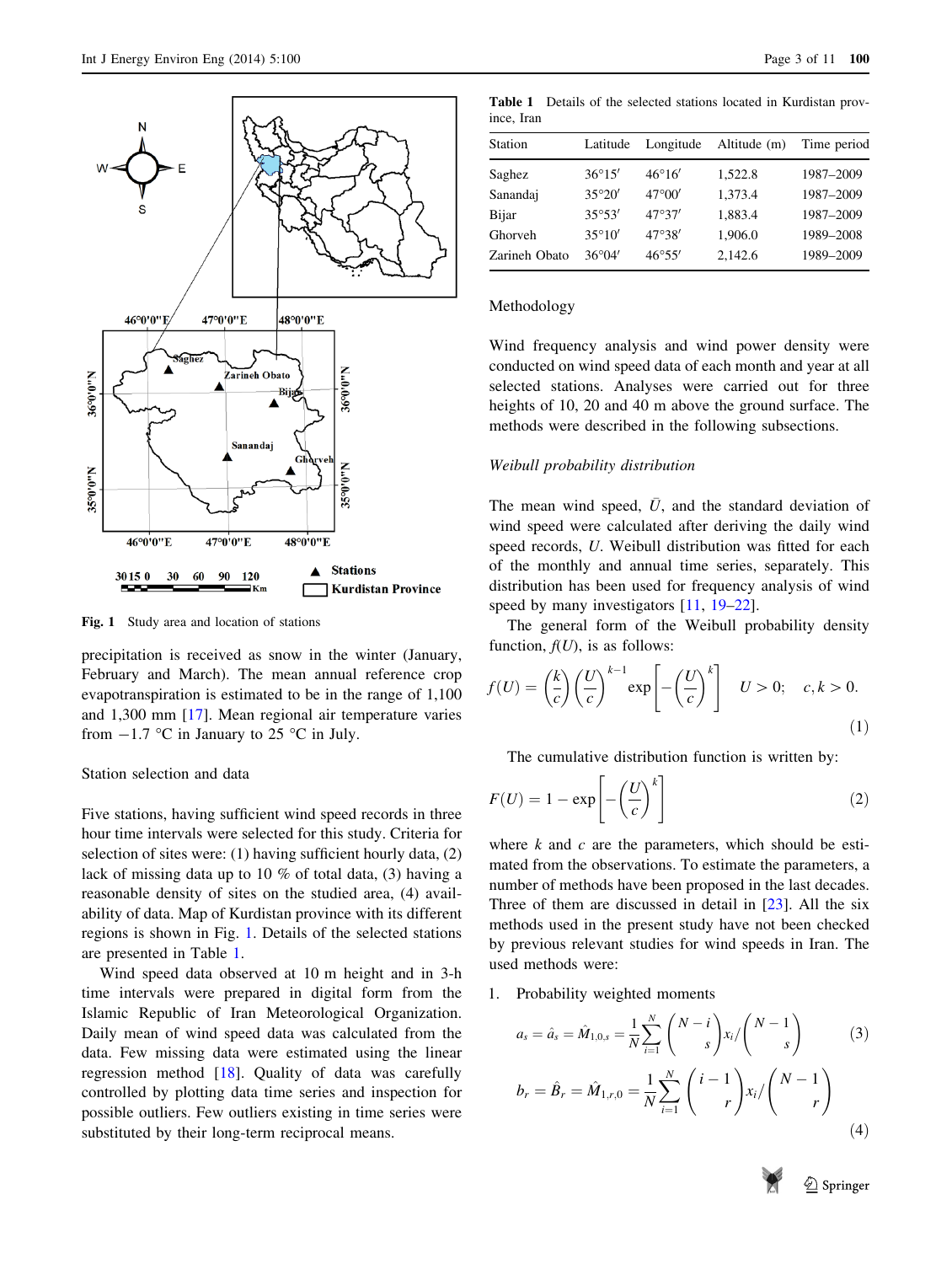Fig. 1 Study area and location of stations

precipitation is received as snow in the winter (January, February and March). The mean annual reference crop evapotranspiration is estimated to be in the range of 1,100 and 1,300 mm [17]. Mean regional air temperature varies from −1.7 °C in January to 25 °C in July.

## Station selection and data

Five stations, having sufficient wind speed records in three hour time intervals were selected for this study. Criteria for selection of sites were: (1) having sufficient hourly data, (2) lack of missing data up to 10 % of total data, (3) having a reasonable density of sites on the studied area, (4) availability of data. Map of Kurdistan province with its different regions is shown in Fig. 1. Details of the selected stations are presented in Table 1.

Wind speed data observed at 10 m height and in 3-h time intervals were prepared in digital form from the Islamic Republic of Iran Meteorological Organization. Daily mean of wind speed data was calculated from the data. Few missing data were estimated using the linear regression method [18]. Quality of data was carefully controlled by plotting data time series and inspection for possible outliers. Few outliers existing in time series were substituted by their long-term reciprocal means.

**Table 1** Details of the selected stations located in Kurdistan province, Iran

| Station | Latitude | Longitude | Altitude (m) | Time period |
|---|---|---|---|---|
| Saghez | 36°15′ | 46°16′ | 1,522.8 | 1987–2009 |
| Sanandaj | 35°20′ | 47°00′ | 1,373.4 | 1987–2009 |
| Bijar | 35°53′ | 47°37′ | 1,883.4 | 1987–2009 |
| Ghorveh | 35°10′ | 47°38′ | 1,906.0 | 1989–2008 |
| Zarineh Obato | 36°04′ | 46°55′ | 2,142.6 | 1989–2009 |

## Methodology

Wind frequency analysis and wind power density were conducted on wind speed data of each month and year at all selected stations. Analyses were carried out for three heights of 10, 20 and 40 m above the ground surface. The methods were described in the following subsections.

### *Weibull probability distribution*

The mean wind speed, $\bar{U}$, and the standard deviation of wind speed were calculated after deriving the daily wind speed records, $U$. Weibull distribution was fitted for each of the monthly and annual time series, separately. This distribution has been used for frequency analysis of wind speed by many investigators [11, 19–22].

The general form of the Weibull probability density function, $f(U)$, is as follows:

$$f(U) = \left(\frac{k}{c}\right)\left(\frac{U}{c}\right)^{k-1} \exp\left[-\left(\frac{U}{c}\right)^{k}\right] \quad U > 0; \quad c, k > 0. \tag{1}$$

The cumulative distribution function is written by:

$$F(U) = 1 - \exp\left[-\left(\frac{U}{c}\right)^{k}\right] \tag{2}$$

where $k$ and $c$ are the parameters, which should be estimated from the observations. To estimate the parameters, a number of methods have been proposed in the last decades. Three of them are discussed in detail in [23]. All the six methods used in the present study have not been checked by previous relevant studies for wind speeds in Iran. The used methods were:

1. Probability weighted moments

$$a_s = \hat{a}_s = \hat{M}_{1,0,s} = \frac{1}{N}\sum_{i=1}^{N}\binom{N-i}{s}x_i \Big/ \binom{N-1}{s} \tag{3}$$

$$b_r = \hat{B}_r = \hat{M}_{1,r,0} = \frac{1}{N}\sum_{i=1}^{N}\binom{i-1}{r}x_i \Big/ \binom{N-1}{r} \tag{4}$$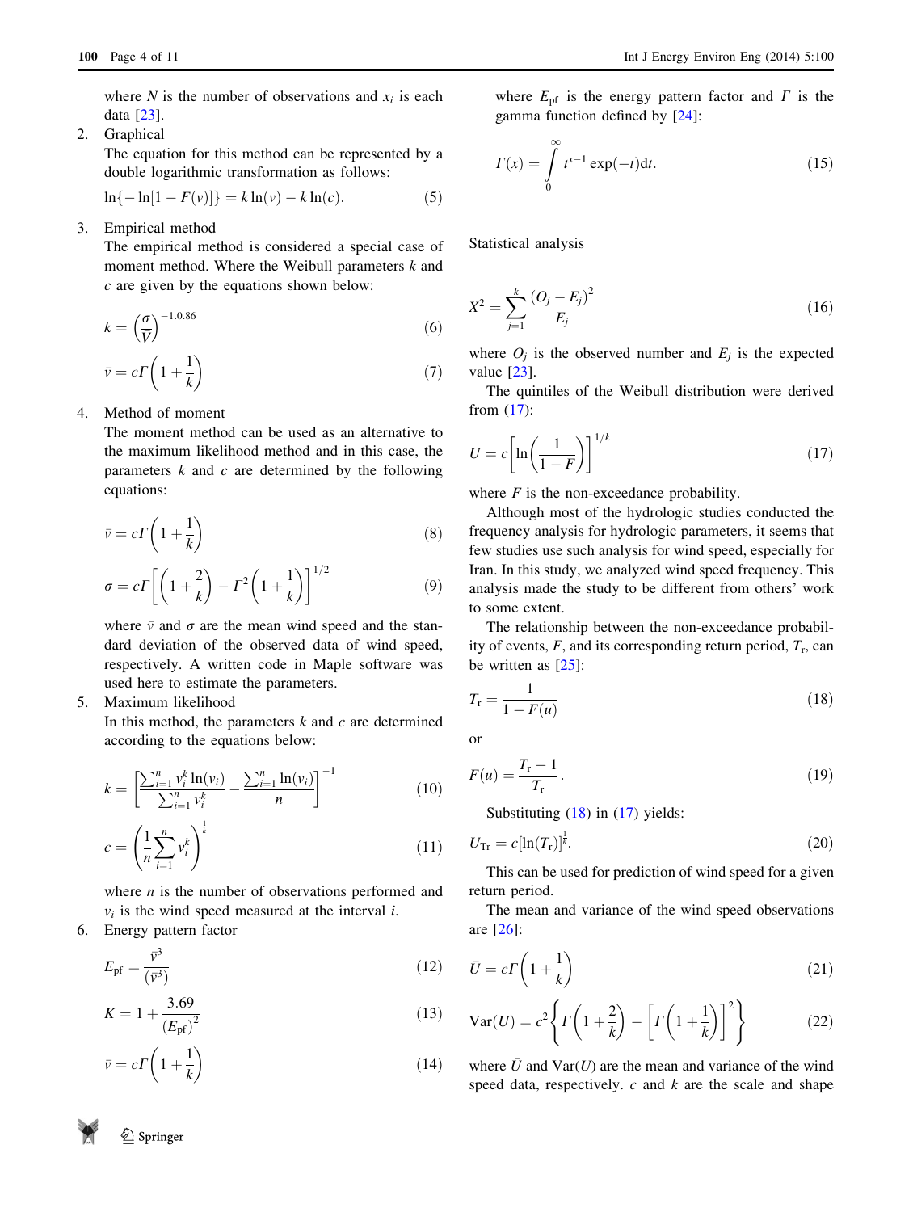where $N$ is the number of observations and $x_i$ is each data [23].

2. Graphical

   The equation for this method can be represented by a double logarithmic transformation as follows:

$$\ln\{-\ln[1 - F(v)]\} = k\ln(v) - k\ln(c). \tag{5}$$

3. Empirical method

   The empirical method is considered a special case of moment method. Where the Weibull parameters $k$ and $c$ are given by the equations shown below:

$$k = \left(\frac{\sigma}{\bar{V}}\right)^{-1.0.86} \tag{6}$$

$$\bar{v} = c\Gamma\left(1 + \frac{1}{k}\right) \tag{7}$$

4. Method of moment

   The moment method can be used as an alternative to the maximum likelihood method and in this case, the parameters $k$ and $c$ are determined by the following equations:

$$\bar{v} = c\Gamma\left(1 + \frac{1}{k}\right) \tag{8}$$

$$\sigma = c\Gamma\left[\left(1 + \frac{2}{k}\right) - \Gamma^2\left(1 + \frac{1}{k}\right)\right]^{1/2} \tag{9}$$

   where $\bar{v}$ and $\sigma$ are the mean wind speed and the standard deviation of the observed data of wind speed, respectively. A written code in Maple software was used here to estimate the parameters.

5. Maximum likelihood

   In this method, the parameters $k$ and $c$ are determined according to the equations below:

$$k = \left[\frac{\sum_{i=1}^{n} v_i^k \ln(v_i)}{\sum_{i=1}^{n} v_i^k} - \frac{\sum_{i=1}^{n} \ln(v_i)}{n}\right]^{-1} \tag{10}$$

$$c = \left(\frac{1}{n}\sum_{i=1}^{n} v_i^k\right)^{\frac{1}{k}} \tag{11}$$

   where $n$ is the number of observations performed and $v_i$ is the wind speed measured at the interval $i$.

6. Energy pattern factor

$$E_{\text{pf}} = \frac{\bar{v}^3}{(\bar{v}^3)} \tag{12}$$

$$K = 1 + \frac{3.69}{(E_{\text{pf}})^2} \tag{13}$$

$$\bar{v} = c\Gamma\left(1 + \frac{1}{k}\right) \tag{14}$$

where $E_{\text{pf}}$ is the energy pattern factor and $\Gamma$ is the gamma function defined by [24]:

$$\Gamma(x) = \int_0^{\infty} t^{x-1}\exp(-t)\mathrm{d}t. \tag{15}$$

Statistical analysis

$$X^2 = \sum_{j=1}^{k} \frac{(O_j - E_j)^2}{E_j} \tag{16}$$

where $O_j$ is the observed number and $E_j$ is the expected value [23].

The quintiles of the Weibull distribution were derived from (17):

$$U = c\left[\ln\left(\frac{1}{1-F}\right)\right]^{1/k} \tag{17}$$

where $F$ is the non-exceedance probability.

Although most of the hydrologic studies conducted the frequency analysis for hydrologic parameters, it seems that few studies use such analysis for wind speed, especially for Iran. In this study, we analyzed wind speed frequency. This analysis made the study to be different from others' work to some extent.

The relationship between the non-exceedance probability of events, $F$, and its corresponding return period, $T_{\text{r}}$, can be written as [25]:

$$T_{\text{r}} = \frac{1}{1 - F(u)} \tag{18}$$

or

$$F(u) = \frac{T_{\text{r}} - 1}{T_{\text{r}}}. \tag{19}$$

Substituting (18) in (17) yields:

$$U_{\text{Tr}} = c[\ln(T_{\text{r}})]^{\frac{1}{k}}. \tag{20}$$

This can be used for prediction of wind speed for a given return period.

The mean and variance of the wind speed observations are [26]:

$$\bar{U} = c\Gamma\left(1 + \frac{1}{k}\right) \tag{21}$$

$$\text{Var}(U) = c^2\left\{\Gamma\left(1 + \frac{2}{k}\right) - \left[\Gamma\left(1 + \frac{1}{k}\right)\right]^2\right\} \tag{22}$$

where $\bar{U}$ and $\text{Var}(U)$ are the mean and variance of the wind speed data, respectively. $c$ and $k$ are the scale and shape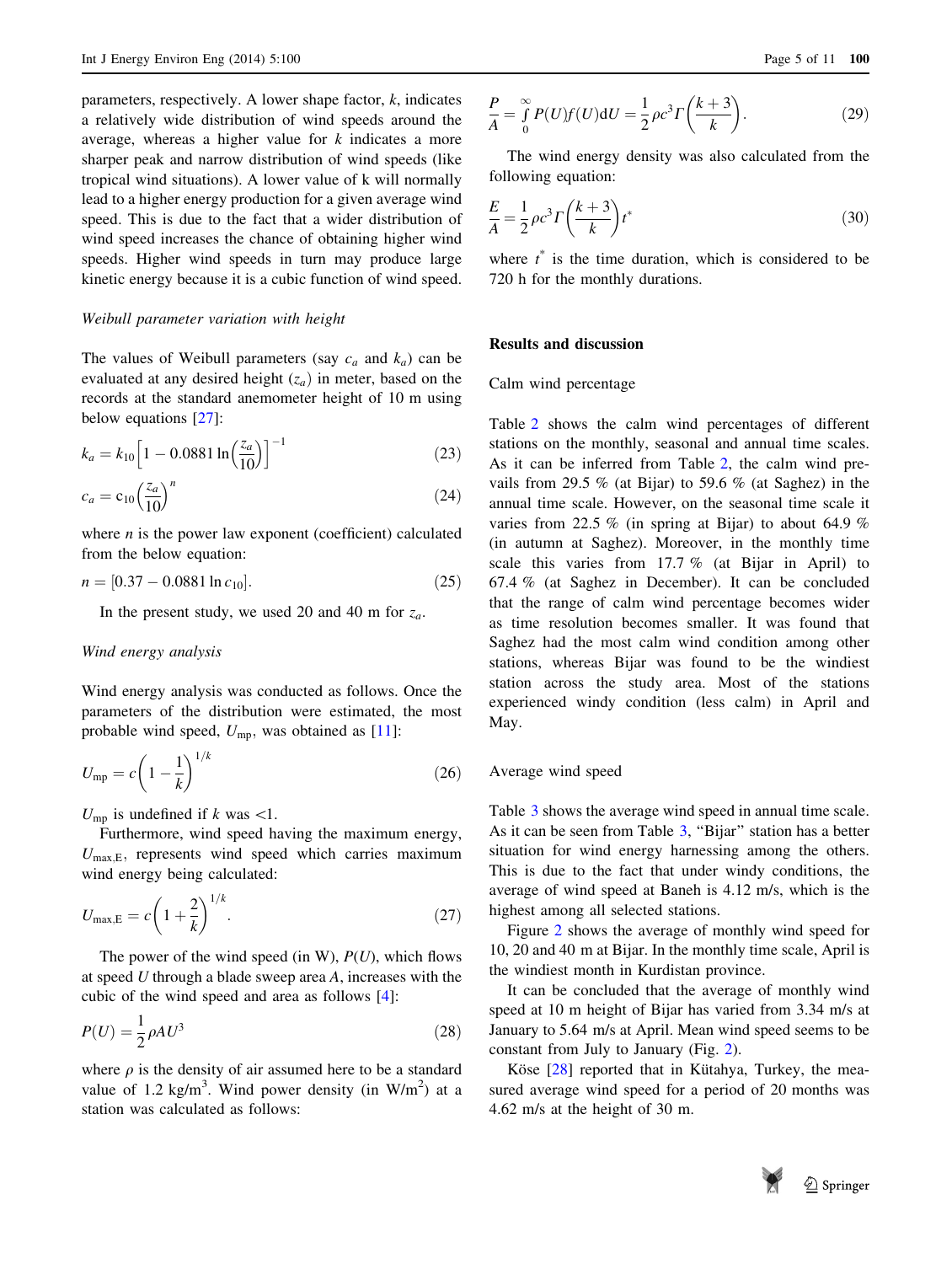parameters, respectively. A lower shape factor, $k$, indicates a relatively wide distribution of wind speeds around the average, whereas a higher value for $k$ indicates a more sharper peak and narrow distribution of wind speeds (like tropical wind situations). A lower value of k will normally lead to a higher energy production for a given average wind speed. This is due to the fact that a wider distribution of wind speed increases the chance of obtaining higher wind speeds. Higher wind speeds in turn may produce large kinetic energy because it is a cubic function of wind speed.

*Weibull parameter variation with height*

The values of Weibull parameters (say $c_a$ and $k_a$) can be evaluated at any desired height ($z_a$) in meter, based on the records at the standard anemometer height of 10 m using below equations [27]:

$$k_a = k_{10}\left[1 - 0.0881\ln\left(\frac{z_a}{10}\right)\right]^{-1} \tag{23}$$

$$c_a = c_{10}\left(\frac{z_a}{10}\right)^n \tag{24}$$

where $n$ is the power law exponent (coefficient) calculated from the below equation:

$$n = [0.37 - 0.0881\ln c_{10}]. \tag{25}$$

In the present study, we used 20 and 40 m for $z_a$.

*Wind energy analysis*

Wind energy analysis was conducted as follows. Once the parameters of the distribution were estimated, the most probable wind speed, $U_{\mathrm{mp}}$, was obtained as [11]:

$$U_{\mathrm{mp}} = c\left(1 - \frac{1}{k}\right)^{1/k} \tag{26}$$

$U_{\mathrm{mp}}$ is undefined if $k$ was $<1$.

Furthermore, wind speed having the maximum energy, $U_{\mathrm{max,E}}$, represents wind speed which carries maximum wind energy being calculated:

$$U_{\mathrm{max,E}} = c\left(1 + \frac{2}{k}\right)^{1/k}. \tag{27}$$

The power of the wind speed (in W), $P(U)$, which flows at speed $U$ through a blade sweep area $A$, increases with the cubic of the wind speed and area as follows [4]:

$$P(U) = \frac{1}{2}\rho A U^3 \tag{28}$$

where $\rho$ is the density of air assumed here to be a standard value of 1.2 kg/m$^3$. Wind power density (in W/m$^2$) at a station was calculated as follows:

$$\frac{P}{A} = \int_0^{\infty} P(U)f(U)\mathrm{d}U = \frac{1}{2}\rho c^3 \Gamma\left(\frac{k+3}{k}\right). \tag{29}$$

The wind energy density was also calculated from the following equation:

$$\frac{E}{A} = \frac{1}{2}\rho c^3 \Gamma\left(\frac{k+3}{k}\right)t^* \tag{30}$$

where $t^*$ is the time duration, which is considered to be 720 h for the monthly durations.

## Results and discussion

### Calm wind percentage

Table 2 shows the calm wind percentages of different stations on the monthly, seasonal and annual time scales. As it can be inferred from Table 2, the calm wind prevails from 29.5 % (at Bijar) to 59.6 % (at Saghez) in the annual time scale. However, on the seasonal time scale it varies from 22.5 % (in spring at Bijar) to about 64.9 % (in autumn at Saghez). Moreover, in the monthly time scale this varies from 17.7 % (at Bijar in April) to 67.4 % (at Saghez in December). It can be concluded that the range of calm wind percentage becomes wider as time resolution becomes smaller. It was found that Saghez had the most calm wind condition among other stations, whereas Bijar was found to be the windiest station across the study area. Most of the stations experienced windy condition (less calm) in April and May.

### Average wind speed

Table 3 shows the average wind speed in annual time scale. As it can be seen from Table 3, "Bijar" station has a better situation for wind energy harnessing among the others. This is due to the fact that under windy conditions, the average of wind speed at Baneh is 4.12 m/s, which is the highest among all selected stations.

Figure 2 shows the average of monthly wind speed for 10, 20 and 40 m at Bijar. In the monthly time scale, April is the windiest month in Kurdistan province.

It can be concluded that the average of monthly wind speed at 10 m height of Bijar has varied from 3.34 m/s at January to 5.64 m/s at April. Mean wind speed seems to be constant from July to January (Fig. 2).

Köse [28] reported that in Kütahya, Turkey, the measured average wind speed for a period of 20 months was 4.62 m/s at the height of 30 m.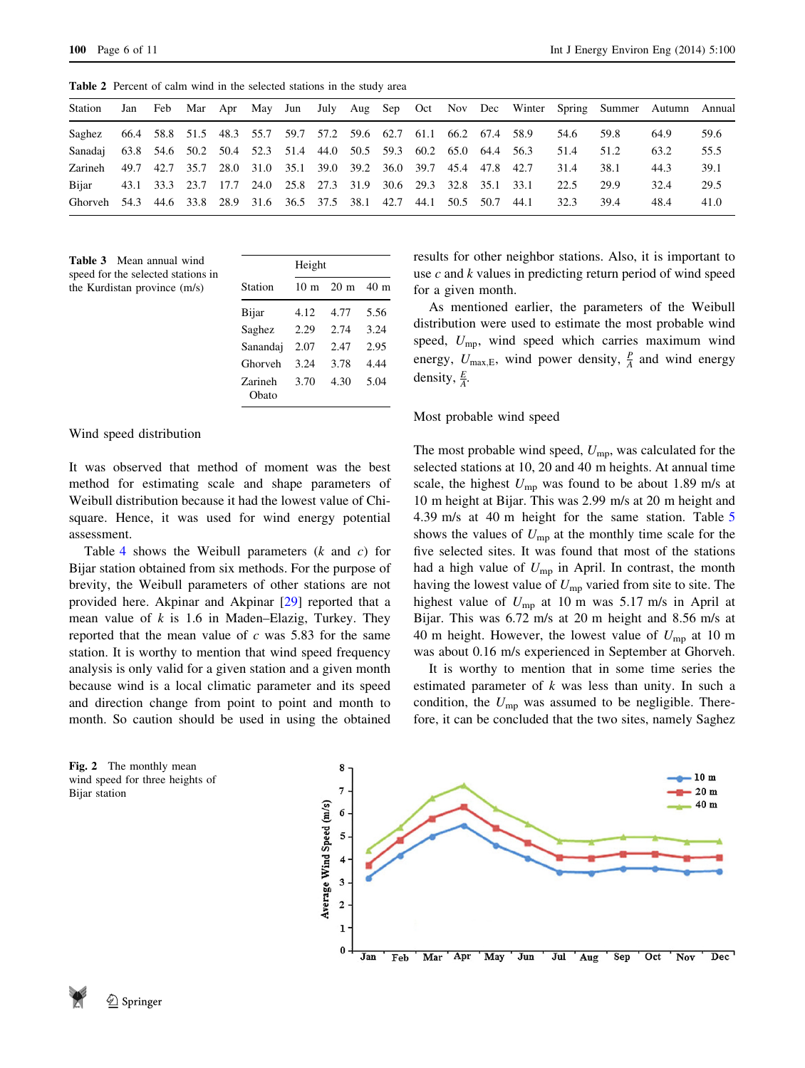**Table 2** Percent of calm wind in the selected stations in the study area

| Station | Jan | Feb | Mar | Apr | May | Jun | July | Aug | Sep | Oct | Nov | Dec | Winter | Spring | Summer | Autumn | Annual |
|---|---|---|---|---|---|---|---|---|---|---|---|---|---|---|---|---|---|
| Saghez | 66.4 | 58.8 | 51.5 | 48.3 | 55.7 | 59.7 | 57.2 | 59.6 | 62.7 | 61.1 | 66.2 | 67.4 | 58.9 | 54.6 | 59.8 | 64.9 | 59.6 |
| Sanadaj | 63.8 | 54.6 | 50.2 | 50.4 | 52.3 | 51.4 | 44.0 | 50.5 | 59.3 | 60.2 | 65.0 | 64.4 | 56.3 | 51.4 | 51.2 | 63.2 | 55.5 |
| Zarineh | 49.7 | 42.7 | 35.7 | 28.0 | 31.0 | 35.1 | 39.0 | 39.2 | 36.0 | 39.7 | 45.4 | 47.8 | 42.7 | 31.4 | 38.1 | 44.3 | 39.1 |
| Bijar | 43.1 | 33.3 | 23.7 | 17.7 | 24.0 | 25.8 | 27.3 | 31.9 | 30.6 | 29.3 | 32.8 | 35.1 | 33.1 | 22.5 | 29.9 | 32.4 | 29.5 |
| Ghorveh | 54.3 | 44.6 | 33.8 | 28.9 | 31.6 | 36.5 | 37.5 | 38.1 | 42.7 | 44.1 | 50.5 | 50.7 | 44.1 | 32.3 | 39.4 | 48.4 | 41.0 |

**Table 3** Mean annual wind speed for the selected stations in the Kurdistan province (m/s)

| Station | Height | | |
|---|---|---|---|
| | 10 m | 20 m | 40 m |
| Bijar | 4.12 | 4.77 | 5.56 |
| Saghez | 2.29 | 2.74 | 3.24 |
| Sanandaj | 2.07 | 2.47 | 2.95 |
| Ghorveh | 3.24 | 3.78 | 4.44 |
| Zarineh Obato | 3.70 | 4.30 | 5.04 |

## Wind speed distribution

It was observed that method of moment was the best method for estimating scale and shape parameters of Weibull distribution because it had the lowest value of Chi-square. Hence, it was used for wind energy potential assessment.

Table 4 shows the Weibull parameters ($k$ and $c$) for Bijar station obtained from six methods. For the purpose of brevity, the Weibull parameters of other stations are not provided here. Akpinar and Akpinar [29] reported that a mean value of $k$ is 1.6 in Maden–Elazig, Turkey. They reported that the mean value of $c$ was 5.83 for the same station. It is worthy to mention that wind speed frequency analysis is only valid for a given station and a given month because wind is a local climatic parameter and its speed and direction change from point to point and month to month. So caution should be used in using the obtained results for other neighbor stations. Also, it is important to use $c$ and $k$ values in predicting return period of wind speed for a given month.

As mentioned earlier, the parameters of the Weibull distribution were used to estimate the most probable wind speed, $U_{mp}$, wind speed which carries maximum wind energy, $U_{max,E}$, wind power density, $\frac{P}{A}$ and wind energy density, $\frac{E}{A}$.

## Most probable wind speed

The most probable wind speed, $U_{mp}$, was calculated for the selected stations at 10, 20 and 40 m heights. At annual time scale, the highest $U_{mp}$ was found to be about 1.89 m/s at 10 m height at Bijar. This was 2.99 m/s at 20 m height and 4.39 m/s at 40 m height for the same station. Table 5 shows the values of $U_{mp}$ at the monthly time scale for the five selected sites. It was found that most of the stations had a high value of $U_{mp}$ in April. In contrast, the month having the lowest value of $U_{mp}$ varied from site to site. The highest value of $U_{mp}$ at 10 m was 5.17 m/s in April at Bijar. This was 6.72 m/s at 20 m height and 8.56 m/s at 40 m height. However, the lowest value of $U_{mp}$ at 10 m was about 0.16 m/s experienced in September at Ghorveh.

It is worthy to mention that in some time series the estimated parameter of $k$ was less than unity. In such a condition, the $U_{mp}$ was assumed to be negligible. Therefore, it can be concluded that the two sites, namely Saghez

**Fig. 2** The monthly mean wind speed for three heights of Bijar station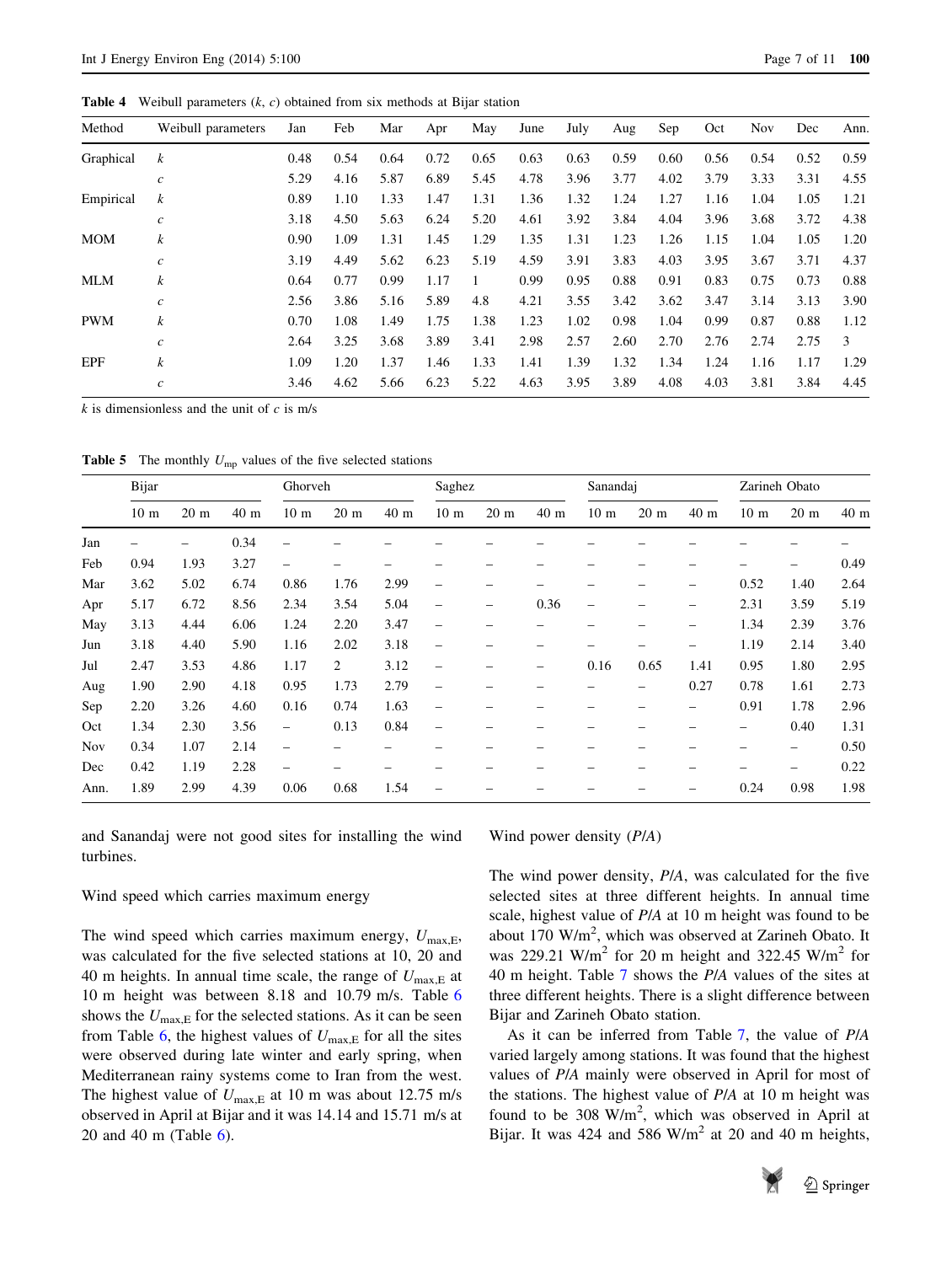**Table 4** Weibull parameters ($k$, $c$) obtained from six methods at Bijar station

| Method | Weibull parameters | Jan | Feb | Mar | Apr | May | June | July | Aug | Sep | Oct | Nov | Dec | Ann. |
|---|---|---|---|---|---|---|---|---|---|---|---|---|---|---|
| Graphical | $k$ | 0.48 | 0.54 | 0.64 | 0.72 | 0.65 | 0.63 | 0.63 | 0.59 | 0.60 | 0.56 | 0.54 | 0.52 | 0.59 |
| | $c$ | 5.29 | 4.16 | 5.87 | 6.89 | 5.45 | 4.78 | 3.96 | 3.77 | 4.02 | 3.79 | 3.33 | 3.31 | 4.55 |
| Empirical | $k$ | 0.89 | 1.10 | 1.33 | 1.47 | 1.31 | 1.36 | 1.32 | 1.24 | 1.27 | 1.16 | 1.04 | 1.05 | 1.21 |
| | $c$ | 3.18 | 4.50 | 5.63 | 6.24 | 5.20 | 4.61 | 3.92 | 3.84 | 4.04 | 3.96 | 3.68 | 3.72 | 4.38 |
| MOM | $k$ | 0.90 | 1.09 | 1.31 | 1.45 | 1.29 | 1.35 | 1.31 | 1.23 | 1.26 | 1.15 | 1.04 | 1.05 | 1.20 |
| | $c$ | 3.19 | 4.49 | 5.62 | 6.23 | 5.19 | 4.59 | 3.91 | 3.83 | 4.03 | 3.95 | 3.67 | 3.71 | 4.37 |
| MLM | $k$ | 0.64 | 0.77 | 0.99 | 1.17 | 1 | 0.99 | 0.95 | 0.88 | 0.91 | 0.83 | 0.75 | 0.73 | 0.88 |
| | $c$ | 2.56 | 3.86 | 5.16 | 5.89 | 4.8 | 4.21 | 3.55 | 3.42 | 3.62 | 3.47 | 3.14 | 3.13 | 3.90 |
| PWM | $k$ | 0.70 | 1.08 | 1.49 | 1.75 | 1.38 | 1.23 | 1.02 | 0.98 | 1.04 | 0.99 | 0.87 | 0.88 | 1.12 |
| | $c$ | 2.64 | 3.25 | 3.68 | 3.89 | 3.41 | 2.98 | 2.57 | 2.60 | 2.70 | 2.76 | 2.74 | 2.75 | 3 |
| EPF | $k$ | 1.09 | 1.20 | 1.37 | 1.46 | 1.33 | 1.41 | 1.39 | 1.32 | 1.34 | 1.24 | 1.16 | 1.17 | 1.29 |
| | $c$ | 3.46 | 4.62 | 5.66 | 6.23 | 5.22 | 4.63 | 3.95 | 3.89 | 4.08 | 4.03 | 3.81 | 3.84 | 4.45 |

$k$ is dimensionless and the unit of $c$ is m/s

**Table 5** The monthly $U_{mp}$ values of the five selected stations

| | Bijar | | | Ghorveh | | | Saghez | | | Sanandaj | | | Zarineh Obato | | |
|---|---|---|---|---|---|---|---|---|---|---|---|---|---|---|---|
| | 10 m | 20 m | 40 m | 10 m | 20 m | 40 m | 10 m | 20 m | 40 m | 10 m | 20 m | 40 m | 10 m | 20 m | 40 m |
| Jan | – | – | 0.34 | – | – | – | – | – | – | – | – | – | – | – | – |
| Feb | 0.94 | 1.93 | 3.27 | – | – | – | – | – | – | – | – | – | – | – | 0.49 |
| Mar | 3.62 | 5.02 | 6.74 | 0.86 | 1.76 | 2.99 | – | – | – | – | – | – | 0.52 | 1.40 | 2.64 |
| Apr | 5.17 | 6.72 | 8.56 | 2.34 | 3.54 | 5.04 | – | – | 0.36 | – | – | – | 2.31 | 3.59 | 5.19 |
| May | 3.13 | 4.44 | 6.06 | 1.24 | 2.20 | 3.47 | – | – | – | – | – | – | 1.34 | 2.39 | 3.76 |
| Jun | 3.18 | 4.40 | 5.90 | 1.16 | 2.02 | 3.18 | – | – | – | – | – | – | 1.19 | 2.14 | 3.40 |
| Jul | 2.47 | 3.53 | 4.86 | 1.17 | 2 | 3.12 | – | – | – | 0.16 | 0.65 | 1.41 | 0.95 | 1.80 | 2.95 |
| Aug | 1.90 | 2.90 | 4.18 | 0.95 | 1.73 | 2.79 | – | – | – | – | – | 0.27 | 0.78 | 1.61 | 2.73 |
| Sep | 2.20 | 3.26 | 4.60 | 0.16 | 0.74 | 1.63 | – | – | – | – | – | – | 0.91 | 1.78 | 2.96 |
| Oct | 1.34 | 2.30 | 3.56 | – | 0.13 | 0.84 | – | – | – | – | – | – | – | 0.40 | 1.31 |
| Nov | 0.34 | 1.07 | 2.14 | – | – | – | – | – | – | – | – | – | – | – | 0.50 |
| Dec | 0.42 | 1.19 | 2.28 | – | – | – | – | – | – | – | – | – | – | – | 0.22 |
| Ann. | 1.89 | 2.99 | 4.39 | 0.06 | 0.68 | 1.54 | – | – | – | – | – | – | 0.24 | 0.98 | 1.98 |

and Sanandaj were not good sites for installing the wind turbines.

### Wind speed which carries maximum energy

The wind speed which carries maximum energy, $U_{max,E}$, was calculated for the five selected stations at 10, 20 and 40 m heights. In annual time scale, the range of $U_{max,E}$ at 10 m height was between 8.18 and 10.79 m/s. Table 6 shows the $U_{max,E}$ for the selected stations. As it can be seen from Table 6, the highest values of $U_{max,E}$ for all the sites were observed during late winter and early spring, when Mediterranean rainy systems come to Iran from the west. The highest value of $U_{max,E}$ at 10 m was about 12.75 m/s observed in April at Bijar and it was 14.14 and 15.71 m/s at 20 and 40 m (Table 6).

### Wind power density ($P/A$)

The wind power density, $P/A$, was calculated for the five selected sites at three different heights. In annual time scale, highest value of $P/A$ at 10 m height was found to be about 170 W/m$^2$, which was observed at Zarineh Obato. It was 229.21 W/m$^2$ for 20 m height and 322.45 W/m$^2$ for 40 m height. Table 7 shows the $P/A$ values of the sites at three different heights. There is a slight difference between Bijar and Zarineh Obato station.

As it can be inferred from Table 7, the value of $P/A$ varied largely among stations. It was found that the highest values of $P/A$ mainly were observed in April for most of the stations. The highest value of $P/A$ at 10 m height was found to be 308 W/m$^2$, which was observed in April at Bijar. It was 424 and 586 W/m$^2$ at 20 and 40 m heights,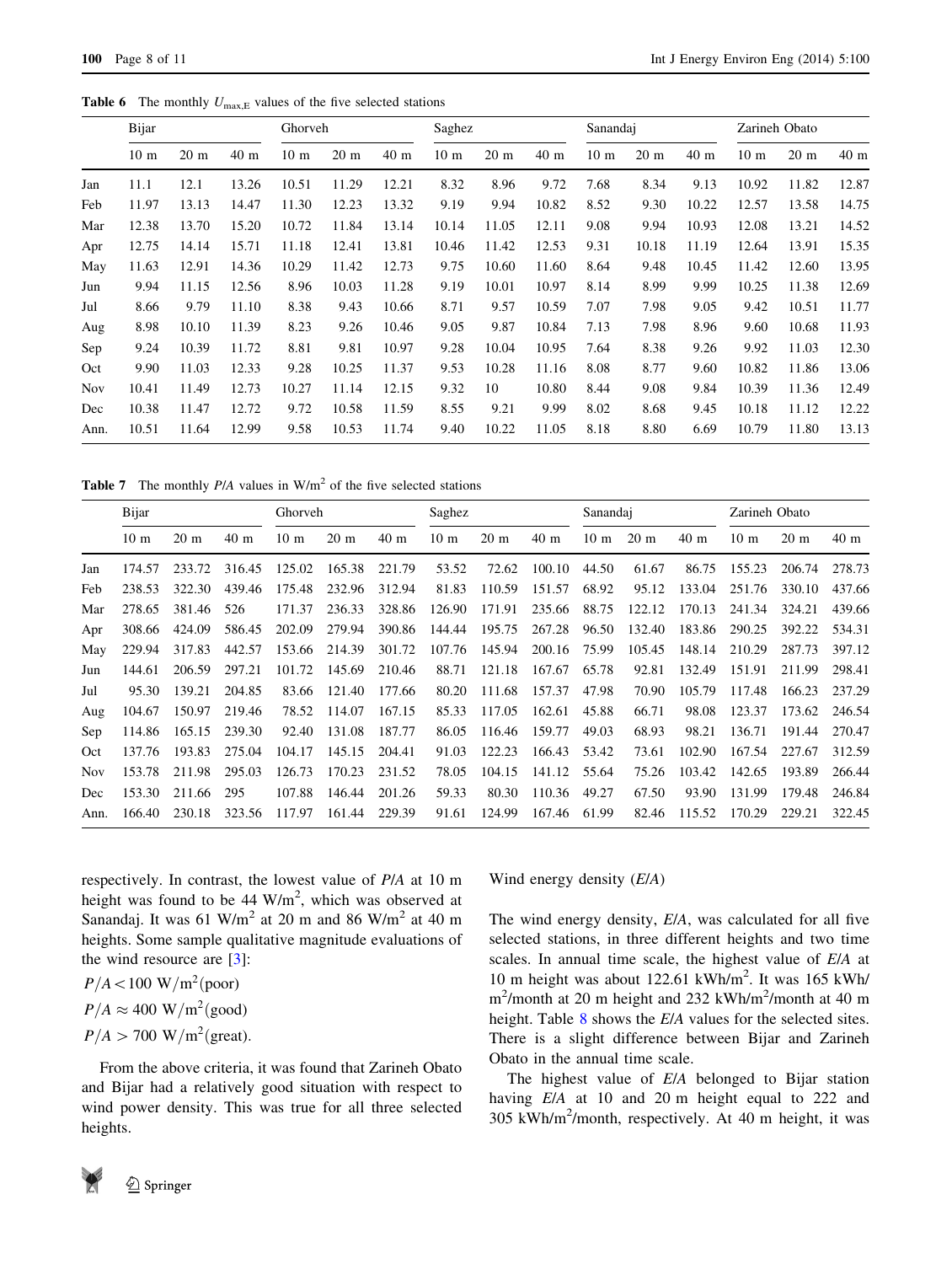**Table 6** The monthly $U_{\max,E}$ values of the five selected stations

| | Bijar | | | Ghorveh | | | Saghez | | | Sanandaj | | | Zarineh Obato | | |
|---|---|---|---|---|---|---|---|---|---|---|---|---|---|---|---|
| | 10 m | 20 m | 40 m | 10 m | 20 m | 40 m | 10 m | 20 m | 40 m | 10 m | 20 m | 40 m | 10 m | 20 m | 40 m |
| Jan | 11.1 | 12.1 | 13.26 | 10.51 | 11.29 | 12.21 | 8.32 | 8.96 | 9.72 | 7.68 | 8.34 | 9.13 | 10.92 | 11.82 | 12.87 |
| Feb | 11.97 | 13.13 | 14.47 | 11.30 | 12.23 | 13.32 | 9.19 | 9.94 | 10.82 | 8.52 | 9.30 | 10.22 | 12.57 | 13.58 | 14.75 |
| Mar | 12.38 | 13.70 | 15.20 | 10.72 | 11.84 | 13.14 | 10.14 | 11.05 | 12.11 | 9.08 | 9.94 | 10.93 | 12.08 | 13.21 | 14.52 |
| Apr | 12.75 | 14.14 | 15.71 | 11.18 | 12.41 | 13.81 | 10.46 | 11.42 | 12.53 | 9.31 | 10.18 | 11.19 | 12.64 | 13.91 | 15.35 |
| May | 11.63 | 12.91 | 14.36 | 10.29 | 11.42 | 12.73 | 9.75 | 10.60 | 11.60 | 8.64 | 9.48 | 10.45 | 11.42 | 12.60 | 13.95 |
| Jun | 9.94 | 11.15 | 12.56 | 8.96 | 10.03 | 11.28 | 9.19 | 10.01 | 10.97 | 8.14 | 8.99 | 9.99 | 10.25 | 11.38 | 12.69 |
| Jul | 8.66 | 9.79 | 11.10 | 8.38 | 9.43 | 10.66 | 8.71 | 9.57 | 10.59 | 7.07 | 7.98 | 9.05 | 9.42 | 10.51 | 11.77 |
| Aug | 8.98 | 10.10 | 11.39 | 8.23 | 9.26 | 10.46 | 9.05 | 9.87 | 10.84 | 7.13 | 7.98 | 8.96 | 9.60 | 10.68 | 11.93 |
| Sep | 9.24 | 10.39 | 11.72 | 8.81 | 9.81 | 10.97 | 9.28 | 10.04 | 10.95 | 7.64 | 8.38 | 9.26 | 9.92 | 11.03 | 12.30 |
| Oct | 9.90 | 11.03 | 12.33 | 9.28 | 10.25 | 11.37 | 9.53 | 10.28 | 11.16 | 8.08 | 8.77 | 9.60 | 10.82 | 11.86 | 13.06 |
| Nov | 10.41 | 11.49 | 12.73 | 10.27 | 11.14 | 12.15 | 9.32 | 10 | 10.80 | 8.44 | 9.08 | 9.84 | 10.39 | 11.36 | 12.49 |
| Dec | 10.38 | 11.47 | 12.72 | 9.72 | 10.58 | 11.59 | 8.55 | 9.21 | 9.99 | 8.02 | 8.68 | 9.45 | 10.18 | 11.12 | 12.22 |
| Ann. | 10.51 | 11.64 | 12.99 | 9.58 | 10.53 | 11.74 | 9.40 | 10.22 | 11.05 | 8.18 | 8.80 | 6.69 | 10.79 | 11.80 | 13.13 |

**Table 7** The monthly *P*/*A* values in W/m$^2$ of the five selected stations

| | Bijar | | | Ghorveh | | | Saghez | | | Sanandaj | | | Zarineh Obato | | |
|---|---|---|---|---|---|---|---|---|---|---|---|---|---|---|---|
| | 10 m | 20 m | 40 m | 10 m | 20 m | 40 m | 10 m | 20 m | 40 m | 10 m | 20 m | 40 m | 10 m | 20 m | 40 m |
| Jan | 174.57 | 233.72 | 316.45 | 125.02 | 165.38 | 221.79 | 53.52 | 72.62 | 100.10 | 44.50 | 61.67 | 86.75 | 155.23 | 206.74 | 278.73 |
| Feb | 238.53 | 322.30 | 439.46 | 175.48 | 232.96 | 312.94 | 81.83 | 110.59 | 151.57 | 68.92 | 95.12 | 133.04 | 251.76 | 330.10 | 437.66 |
| Mar | 278.65 | 381.46 | 526 | 171.37 | 236.33 | 328.86 | 126.90 | 171.91 | 235.66 | 88.75 | 122.12 | 170.13 | 241.34 | 324.21 | 439.66 |
| Apr | 308.66 | 424.09 | 586.45 | 202.09 | 279.94 | 390.86 | 144.44 | 195.75 | 267.28 | 96.50 | 132.40 | 183.86 | 290.25 | 392.22 | 534.31 |
| May | 229.94 | 317.83 | 442.57 | 153.66 | 214.39 | 301.72 | 107.76 | 145.94 | 200.16 | 75.99 | 105.45 | 148.14 | 210.29 | 287.73 | 397.12 |
| Jun | 144.61 | 206.59 | 297.21 | 101.72 | 145.69 | 210.46 | 88.71 | 121.18 | 167.67 | 65.78 | 92.81 | 132.49 | 151.91 | 211.99 | 298.41 |
| Jul | 95.30 | 139.21 | 204.85 | 83.66 | 121.40 | 177.66 | 80.20 | 111.68 | 157.37 | 47.98 | 70.90 | 105.79 | 117.48 | 166.23 | 237.29 |
| Aug | 104.67 | 150.97 | 219.46 | 78.52 | 114.07 | 167.15 | 85.33 | 117.05 | 162.61 | 45.88 | 66.71 | 98.08 | 123.37 | 173.62 | 246.54 |
| Sep | 114.86 | 165.15 | 239.30 | 92.40 | 131.08 | 187.77 | 86.05 | 116.46 | 159.77 | 49.03 | 68.93 | 98.21 | 136.71 | 191.44 | 270.47 |
| Oct | 137.76 | 193.83 | 275.04 | 104.17 | 145.15 | 204.41 | 91.03 | 122.23 | 166.43 | 53.42 | 73.61 | 102.90 | 167.54 | 227.67 | 312.59 |
| Nov | 153.78 | 211.98 | 295.03 | 126.73 | 170.23 | 231.52 | 78.05 | 104.15 | 141.12 | 55.64 | 75.26 | 103.42 | 142.65 | 193.89 | 266.44 |
| Dec | 153.30 | 211.66 | 295 | 107.88 | 146.44 | 201.26 | 59.33 | 80.30 | 110.36 | 49.27 | 67.50 | 93.90 | 131.99 | 179.48 | 246.84 |
| Ann. | 166.40 | 230.18 | 323.56 | 117.97 | 161.44 | 229.39 | 91.61 | 124.99 | 167.46 | 61.99 | 82.46 | 115.52 | 170.29 | 229.21 | 322.45 |

respectively. In contrast, the lowest value of *P*/*A* at 10 m height was found to be 44 W/m$^2$, which was observed at Sanandaj. It was 61 W/m$^2$ at 20 m and 86 W/m$^2$ at 40 m heights. Some sample qualitative magnitude evaluations of the wind resource are [3]:

$P/A < 100\ \text{W/m}^2 (\text{poor})$

$P/A \approx 400\ \text{W/m}^2 (\text{good})$

$P/A > 700\ \text{W/m}^2 (\text{great}).$

From the above criteria, it was found that Zarineh Obato and Bijar had a relatively good situation with respect to wind power density. This was true for all three selected heights.

Wind energy density (*E*/*A*)

The wind energy density, *E*/*A*, was calculated for all five selected stations, in three different heights and two time scales. In annual time scale, the highest value of *E*/*A* at 10 m height was about 122.61 kWh/m$^2$. It was 165 kWh/m$^2$/month at 20 m height and 232 kWh/m$^2$/month at 40 m height. Table 8 shows the *E*/*A* values for the selected sites. There is a slight difference between Bijar and Zarineh Obato in the annual time scale.

The highest value of *E*/*A* belonged to Bijar station having *E*/*A* at 10 and 20 m height equal to 222 and 305 kWh/m$^2$/month, respectively. At 40 m height, it was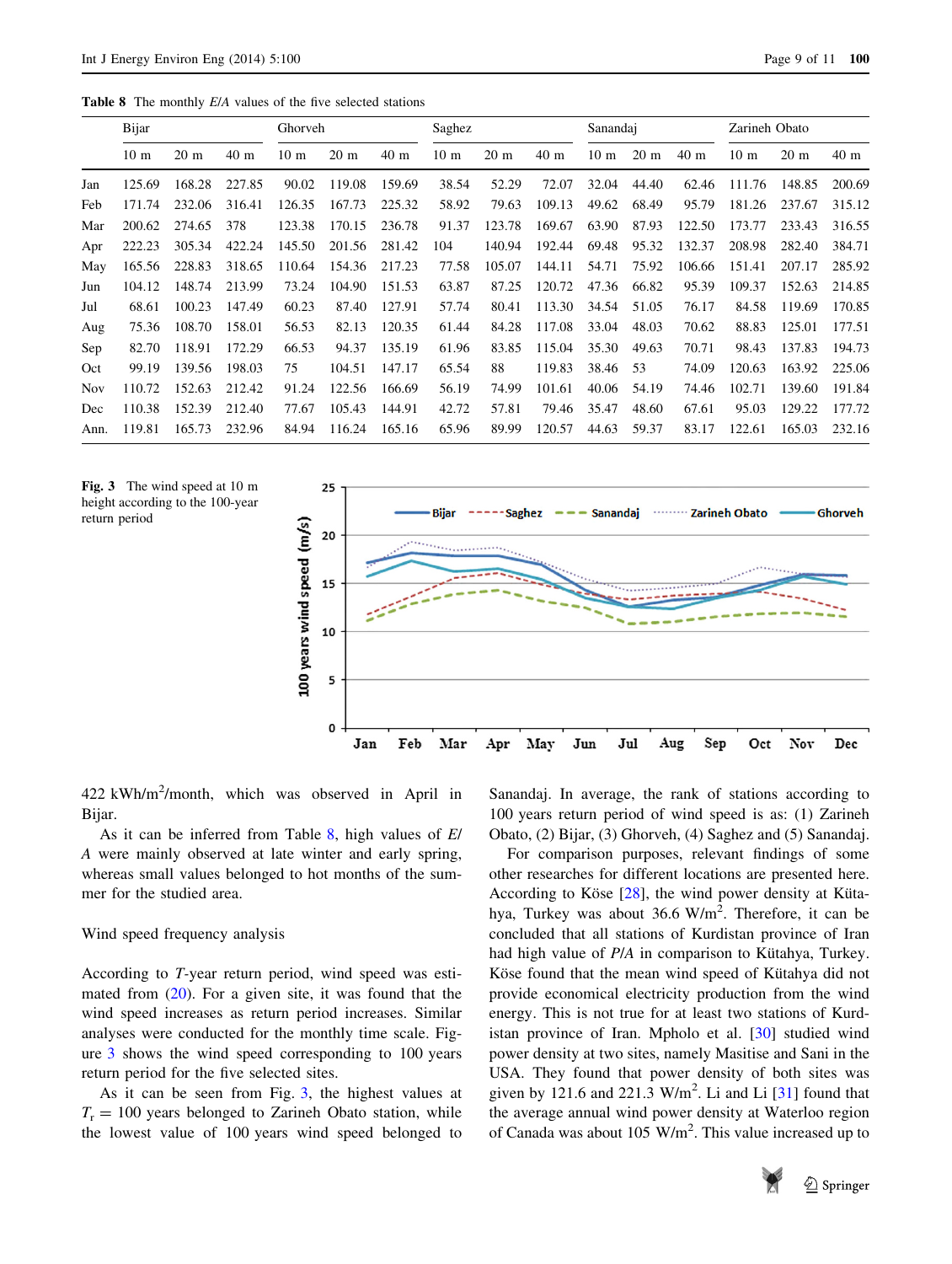**Table 8** The monthly *E*/*A* values of the five selected stations

| | Bijar | | | Ghorveh | | | Saghez | | | Sanandaj | | | Zarineh Obato | | |
|---|---|---|---|---|---|---|---|---|---|---|---|---|---|---|---|
| | 10 m | 20 m | 40 m | 10 m | 20 m | 40 m | 10 m | 20 m | 40 m | 10 m | 20 m | 40 m | 10 m | 20 m | 40 m |
| Jan | 125.69 | 168.28 | 227.85 | 90.02 | 119.08 | 159.69 | 38.54 | 52.29 | 72.07 | 32.04 | 44.40 | 62.46 | 111.76 | 148.85 | 200.69 |
| Feb | 171.74 | 232.06 | 316.41 | 126.35 | 167.73 | 225.32 | 58.92 | 79.63 | 109.13 | 49.62 | 68.49 | 95.79 | 181.26 | 237.67 | 315.12 |
| Mar | 200.62 | 274.65 | 378 | 123.38 | 170.15 | 236.78 | 91.37 | 123.78 | 169.67 | 63.90 | 87.93 | 122.50 | 173.77 | 233.43 | 316.55 |
| Apr | 222.23 | 305.34 | 422.24 | 145.50 | 201.56 | 281.42 | 104 | 140.94 | 192.44 | 69.48 | 95.32 | 132.37 | 208.98 | 282.40 | 384.71 |
| May | 165.56 | 228.83 | 318.65 | 110.64 | 154.36 | 217.23 | 77.58 | 105.07 | 144.11 | 54.71 | 75.92 | 106.66 | 151.41 | 207.17 | 285.92 |
| Jun | 104.12 | 148.74 | 213.99 | 73.24 | 104.90 | 151.53 | 63.87 | 87.25 | 120.72 | 47.36 | 66.82 | 95.39 | 109.37 | 152.63 | 214.85 |
| Jul | 68.61 | 100.23 | 147.49 | 60.23 | 87.40 | 127.91 | 57.74 | 80.41 | 113.30 | 34.54 | 51.05 | 76.17 | 84.58 | 119.69 | 170.85 |
| Aug | 75.36 | 108.70 | 158.01 | 56.53 | 82.13 | 120.35 | 61.44 | 84.28 | 117.08 | 33.04 | 48.03 | 70.62 | 88.83 | 125.01 | 177.51 |
| Sep | 82.70 | 118.91 | 172.29 | 66.53 | 94.37 | 135.19 | 61.96 | 83.85 | 115.04 | 35.30 | 49.63 | 70.71 | 98.43 | 137.83 | 194.73 |
| Oct | 99.19 | 139.56 | 198.03 | 75 | 104.51 | 147.17 | 65.54 | 88 | 119.83 | 38.46 | 53 | 74.09 | 120.63 | 163.92 | 225.06 |
| Nov | 110.72 | 152.63 | 212.42 | 91.24 | 122.56 | 166.69 | 56.19 | 74.99 | 101.61 | 40.06 | 54.19 | 74.46 | 102.71 | 139.60 | 191.84 |
| Dec | 110.38 | 152.39 | 212.40 | 77.67 | 105.43 | 144.91 | 42.72 | 57.81 | 79.46 | 35.47 | 48.60 | 67.61 | 95.03 | 129.22 | 177.72 |
| Ann. | 119.81 | 165.73 | 232.96 | 84.94 | 116.24 | 165.16 | 65.96 | 89.99 | 120.57 | 44.63 | 59.37 | 83.17 | 122.61 | 165.03 | 232.16 |

**Fig. 3** The wind speed at 10 m height according to the 100-year return period

422 kWh/m$^2$/month, which was observed in April in Bijar.

As it can be inferred from Table 8, high values of *E*/*A* were mainly observed at late winter and early spring, whereas small values belonged to hot months of the summer for the studied area.

## Wind speed frequency analysis

According to *T*-year return period, wind speed was estimated from (20). For a given site, it was found that the wind speed increases as return period increases. Similar analyses were conducted for the monthly time scale. Figure 3 shows the wind speed corresponding to 100 years return period for the five selected sites.

As it can be seen from Fig. 3, the highest values at $T_r = 100$ years belonged to Zarineh Obato station, while the lowest value of 100 years wind speed belonged to Sanandaj. In average, the rank of stations according to 100 years return period of wind speed is as: (1) Zarineh Obato, (2) Bijar, (3) Ghorveh, (4) Saghez and (5) Sanandaj.

For comparison purposes, relevant findings of some other researches for different locations are presented here. According to Köse [28], the wind power density at Kütahya, Turkey was about 36.6 W/m$^2$. Therefore, it can be concluded that all stations of Kurdistan province of Iran had high value of *P*/*A* in comparison to Kütahya, Turkey. Köse found that the mean wind speed of Kütahya did not provide economical electricity production from the wind energy. This is not true for at least two stations of Kurdistan province of Iran. Mpholo et al. [30] studied wind power density at two sites, namely Masitise and Sani in the USA. They found that power density of both sites was given by 121.6 and 221.3 W/m$^2$. Li and Li [31] found that the average annual wind power density at Waterloo region of Canada was about 105 W/m$^2$. This value increased up to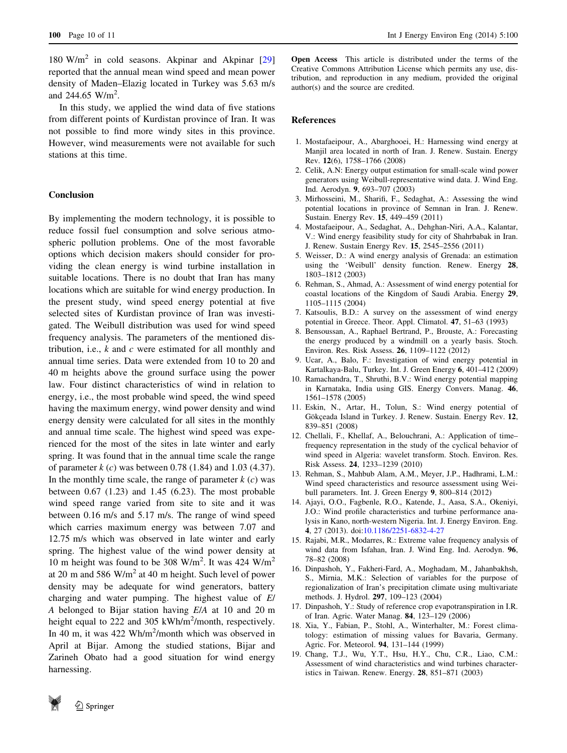180 W/m$^2$ in cold seasons. Akpinar and Akpinar [29] reported that the annual mean wind speed and mean power density of Maden–Elazig located in Turkey was 5.63 m/s and 244.65 W/m$^2$.

In this study, we applied the wind data of five stations from different points of Kurdistan province of Iran. It was not possible to find more windy sites in this province. However, wind measurements were not available for such stations at this time.

## Conclusion

By implementing the modern technology, it is possible to reduce fossil fuel consumption and solve serious atmospheric pollution problems. One of the most favorable options which decision makers should consider for providing the clean energy is wind turbine installation in suitable locations. There is no doubt that Iran has many locations which are suitable for wind energy production. In the present study, wind speed energy potential at five selected sites of Kurdistan province of Iran was investigated. The Weibull distribution was used for wind speed frequency analysis. The parameters of the mentioned distribution, i.e., $k$ and $c$ were estimated for all monthly and annual time series. Data were extended from 10 to 20 and 40 m heights above the ground surface using the power law. Four distinct characteristics of wind in relation to energy, i.e., the most probable wind speed, the wind speed having the maximum energy, wind power density and wind energy density were calculated for all sites in the monthly and annual time scale. The highest wind speed was experienced for the most of the sites in late winter and early spring. It was found that in the annual time scale the range of parameter $k$ ($c$) was between 0.78 (1.84) and 1.03 (4.37). In the monthly time scale, the range of parameter $k$ ($c$) was between 0.67 (1.23) and 1.45 (6.23). The most probable wind speed range varied from site to site and it was between 0.16 m/s and 5.17 m/s. The range of wind speed which carries maximum energy was between 7.07 and 12.75 m/s which was observed in late winter and early spring. The highest value of the wind power density at 10 m height was found to be 308 W/m$^2$. It was 424 W/m$^2$ at 20 m and 586 W/m$^2$ at 40 m height. Such level of power density may be adequate for wind generators, battery charging and water pumping. The highest value of $E/A$ belonged to Bijar station having $E/A$ at 10 and 20 m height equal to 222 and 305 kWh/m$^2$/month, respectively. In 40 m, it was 422 Wh/m$^2$/month which was observed in April at Bijar. Among the studied stations, Bijar and Zarineh Obato had a good situation for wind energy harnessing.

**Open Access** This article is distributed under the terms of the Creative Commons Attribution License which permits any use, distribution, and reproduction in any medium, provided the original author(s) and the source are credited.

## References

1. Mostafaeipour, A., Abarghooei, H.: Harnessing wind energy at Manjil area located in north of Iran. J. Renew. Sustain. Energy Rev. **12**(6), 1758–1766 (2008)
2. Celik, A.N: Energy output estimation for small-scale wind power generators using Weibull-representative wind data. J. Wind Eng. Ind. Aerodyn. **9**, 693–707 (2003)
3. Mirhosseini, M., Sharifi, F., Sedaghat, A.: Assessing the wind potential locations in province of Semnan in Iran. J. Renew. Sustain. Energy Rev. **15**, 449–459 (2011)
4. Mostafaeipour, A., Sedaghat, A., Dehghan-Niri, A.A., Kalantar, V.: Wind energy feasibility study for city of Shahrbabak in Iran. J. Renew. Sustain Energy Rev. **15**, 2545–2556 (2011)
5. Weisser, D.: A wind energy analysis of Grenada: an estimation using the 'Weibull' density function. Renew. Energy **28**, 1803–1812 (2003)
6. Rehman, S., Ahmad, A.: Assessment of wind energy potential for coastal locations of the Kingdom of Saudi Arabia. Energy **29**, 1105–1115 (2004)
7. Katsoulis, B.D.: A survey on the assessment of wind energy potential in Greece. Theor. Appl. Climatol. **47**, 51–63 (1993)
8. Bensoussan, A., Raphael Bertrand, P., Brouste, A.: Forecasting the energy produced by a windmill on a yearly basis. Stoch. Environ. Res. Risk Assess. **26**, 1109–1122 (2012)
9. Ucar, A., Balo, F.: Investigation of wind energy potential in Kartalkaya-Balu, Turkey. Int. J. Green Energy **6**, 401–412 (2009)
10. Ramachandra, T., Shruthi, B.V.: Wind energy potential mapping in Karnataka, India using GIS. Energy Convers. Manag. **46**, 1561–1578 (2005)
11. Eskin, N., Artar, H., Tolun, S.: Wind energy potential of Gökçeada Island in Turkey. J. Renew. Sustain. Energy Rev. **12**, 839–851 (2008)
12. Chellali, F., Khellaf, A., Belouchrani, A.: Application of time–frequency representation in the study of the cyclical behavior of wind speed in Algeria: wavelet transform. Stoch. Environ. Res. Risk Assess. **24**, 1233–1239 (2010)
13. Rehman, S., Mahbub Alam, A.M., Meyer, J.P., Hadhrami, L.M.: Wind speed characteristics and resource assessment using Weibull parameters. Int. J. Green Energy **9**, 800–814 (2012)
14. Ajayi, O.O., Fagbenle, R.O., Katende, J., Aasa, S.A., Okeniyi, J.O.: Wind profile characteristics and turbine performance analysis in Kano, north-western Nigeria. Int. J. Energy Environ. Eng. **4**, 27 (2013). doi:10.1186/2251-6832-4-27
15. Rajabi, M.R., Modarres, R.: Extreme value frequency analysis of wind data from Isfahan, Iran. J. Wind Eng. Ind. Aerodyn. **96**, 78–82 (2008)
16. Dinpashoh, Y., Fakheri-Fard, A., Moghadam, M., Jahanbakhsh, S., Mirnia, M.K.: Selection of variables for the purpose of regionalization of Iran's precipitation climate using multivariate methods. J. Hydrol. **297**, 109–123 (2004)
17. Dinpashoh, Y.: Study of reference crop evapotranspiration in I.R. of Iran. Agric. Water Manag. **84**, 123–129 (2006)
18. Xia, Y., Fabian, P., Stohl, A., Winterhalter, M.: Forest climatology: estimation of missing values for Bavaria, Germany. Agric. For. Meteorol. **94**, 131–144 (1999)
19. Chang, T.J., Wu, Y.T., Hsu, H.Y., Chu, C.R., Liao, C.M.: Assessment of wind characteristics and wind turbines characteristics in Taiwan. Renew. Energy. **28**, 851–871 (2003)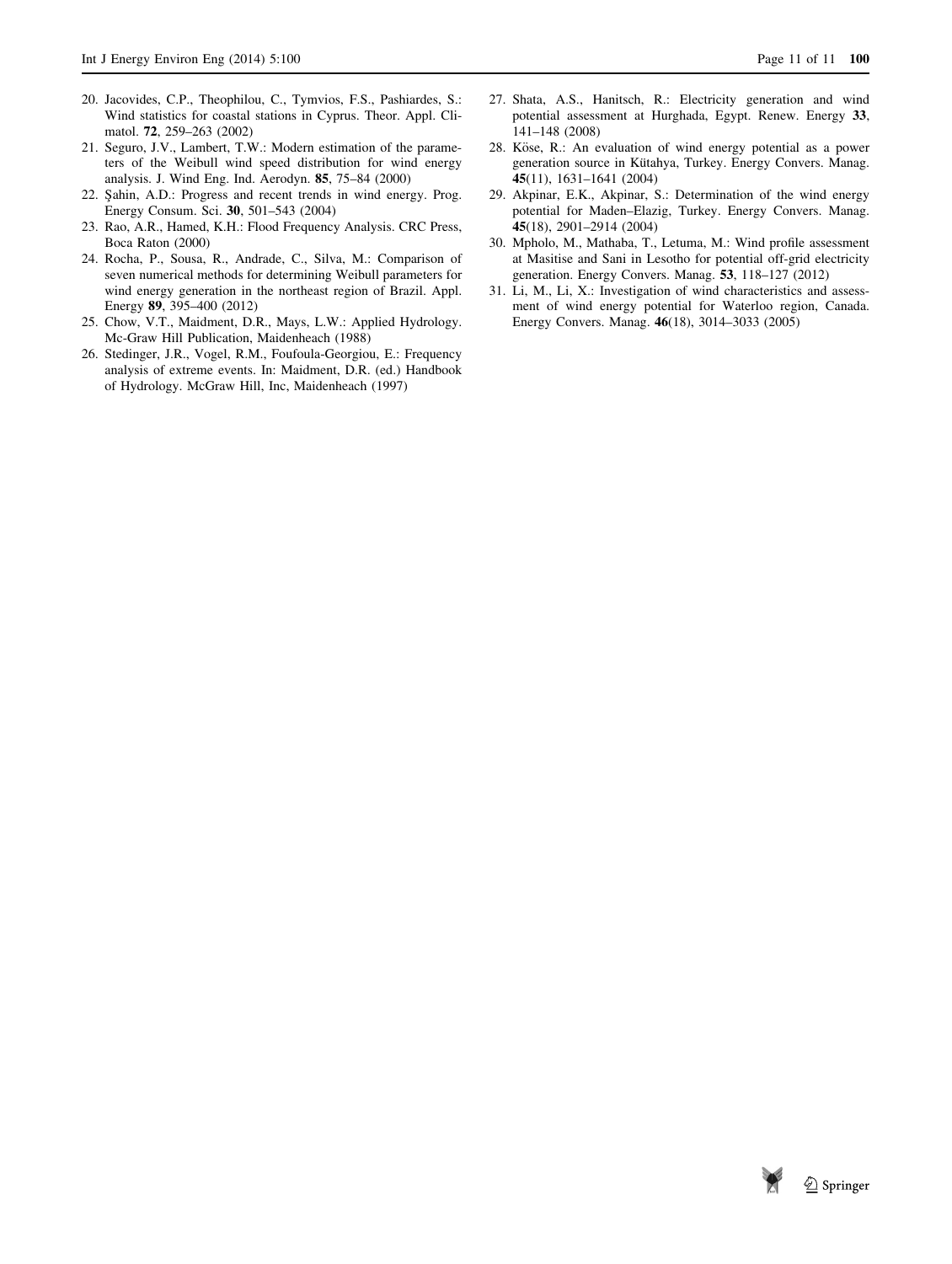20. Jacovides, C.P., Theophilou, C., Tymvios, F.S., Pashiardes, S.: Wind statistics for coastal stations in Cyprus. Theor. Appl. Climatol. **72**, 259–263 (2002)
21. Seguro, J.V., Lambert, T.W.: Modern estimation of the parameters of the Weibull wind speed distribution for wind energy analysis. J. Wind Eng. Ind. Aerodyn. **85**, 75–84 (2000)
22. Şahin, A.D.: Progress and recent trends in wind energy. Prog. Energy Consum. Sci. **30**, 501–543 (2004)
23. Rao, A.R., Hamed, K.H.: Flood Frequency Analysis. CRC Press, Boca Raton (2000)
24. Rocha, P., Sousa, R., Andrade, C., Silva, M.: Comparison of seven numerical methods for determining Weibull parameters for wind energy generation in the northeast region of Brazil. Appl. Energy **89**, 395–400 (2012)
25. Chow, V.T., Maidment, D.R., Mays, L.W.: Applied Hydrology. Mc-Graw Hill Publication, Maidenheach (1988)
26. Stedinger, J.R., Vogel, R.M., Foufoula-Georgiou, E.: Frequency analysis of extreme events. In: Maidment, D.R. (ed.) Handbook of Hydrology. McGraw Hill, Inc, Maidenheach (1997)
27. Shata, A.S., Hanitsch, R.: Electricity generation and wind potential assessment at Hurghada, Egypt. Renew. Energy **33**, 141–148 (2008)
28. Köse, R.: An evaluation of wind energy potential as a power generation source in Kütahya, Turkey. Energy Convers. Manag. **45**(11), 1631–1641 (2004)
29. Akpinar, E.K., Akpinar, S.: Determination of the wind energy potential for Maden–Elazig, Turkey. Energy Convers. Manag. **45**(18), 2901–2914 (2004)
30. Mpholo, M., Mathaba, T., Letuma, M.: Wind profile assessment at Masitise and Sani in Lesotho for potential off-grid electricity generation. Energy Convers. Manag. **53**, 118–127 (2012)
31. Li, M., Li, X.: Investigation of wind characteristics and assessment of wind energy potential for Waterloo region, Canada. Energy Convers. Manag. **46**(18), 3014–3033 (2005)